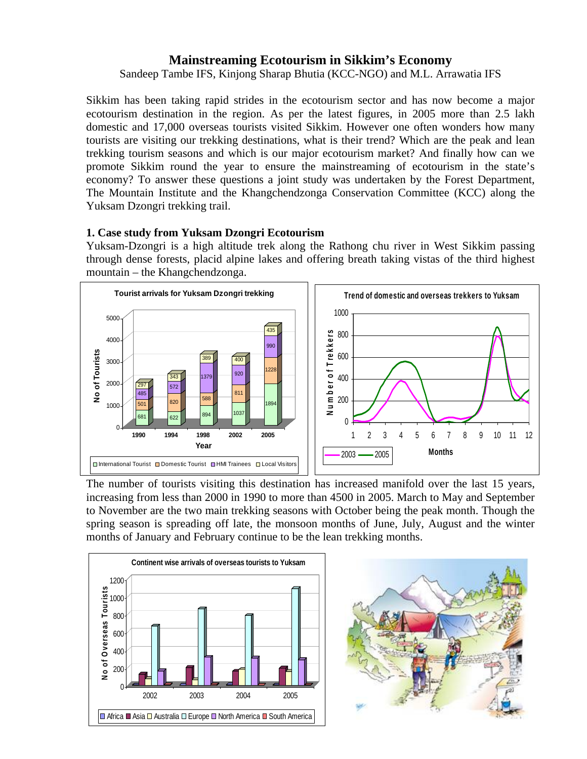# Mainstreaming Ecotourism in Sikkim's Economy

Sandeep Tambe IFS, Kinjong Sharap Bhutia (KCC-NGO) and M.L. Arrawatia IFS

Sikkim has been taking rapid strides in the ecotourism sector and has now become a major ecotourism destination in the region. As per the latest figures, in 2005 more than 2.5 lakh domestic and 17,000 overseas tourists visited Sikkim. However one often wonders how many tourists are visiting our trekking destinations, what is their trend? Which are the peak and lean trekking tourism seasons and which is our major ecotourism market? And finally how can we promote Sikkim round the year to ensure the mainstreaming of ecotourism in the state's economy? To answer these questions a joint study was undertaken by the Forest Department, The Mountain Institute and the Khangchendzonga Conservation Committee (KCC) along the Yuksam Dzongri trekking trail.

### 1. Case study from Yuksam Dzongri Ecotourism

Yuksam-Dzongri is a high altitude trek along the Rathong chu river in West Sikkim passing through dense forests, placid alpine lakes and offering breath taking vistas of the third highest mountain – the Khangchendzonga.

**Tourist arrivals for Yuksam Dzongri trekking**

| Year | International Tourist | Domestic Tourist | HMI Trainees | Local Visitors |
|---|---|---|---|---|
| 1990 | 681 | 501 | 485 | 297 |
| 1994 | 622 | 820 | 572 | 343 |
| 1998 | 894 | 588 | 1379 | 389 |
| 2002 | 1037 | 811 | 920 | 400 |
| 2005 | 1894 | 1228 | 990 | 435 |

**Trend of domestic and overseas trekkers to Yuksam**

The number of tourists visiting this destination has increased manifold over the last 15 years, increasing from less than 2000 in 1990 to more than 4500 in 2005. March to May and September to November are the two main trekking seasons with October being the peak month. Though the spring season is spreading off late, the monsoon months of June, July, August and the winter months of January and February continue to be the lean trekking months.

**Continent wise arrivals of overseas tourists to Yuksam**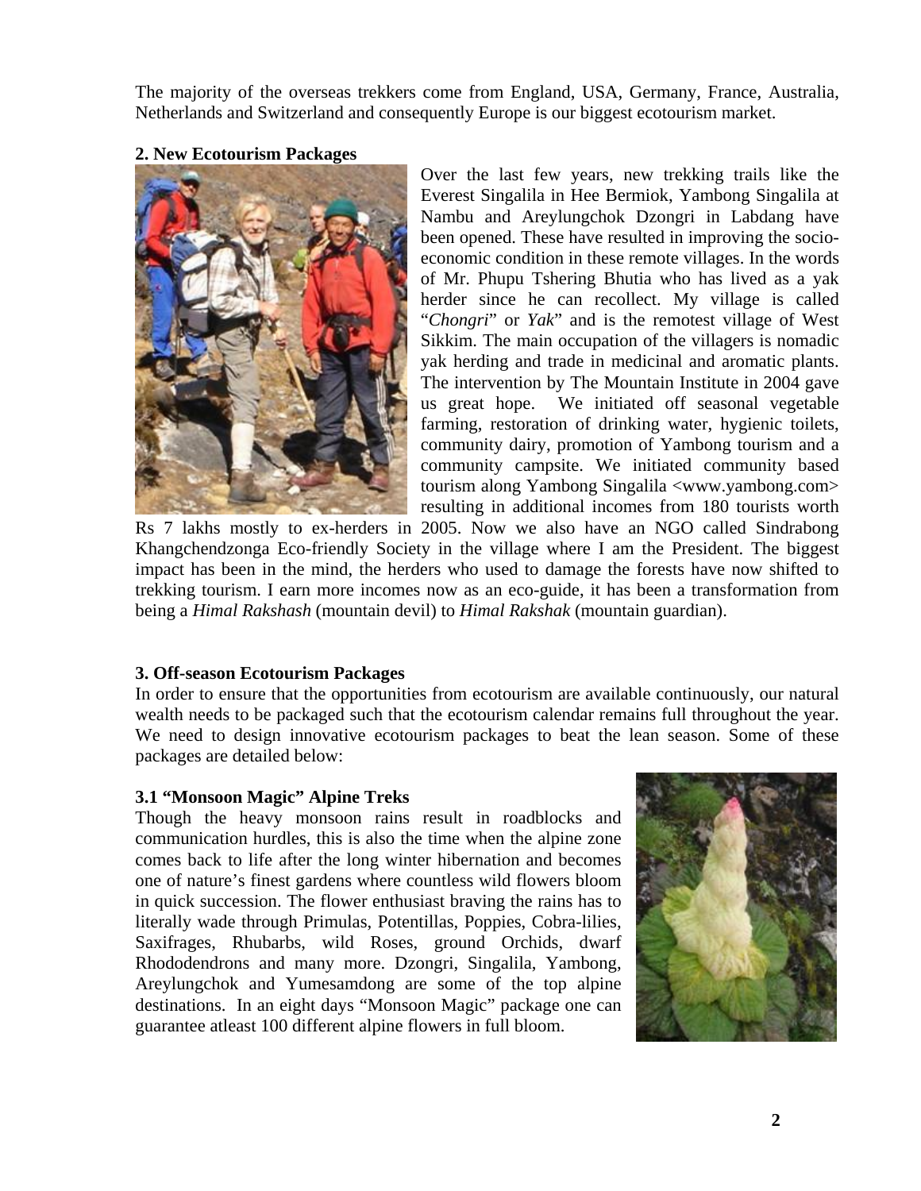The majority of the overseas trekkers come from England, USA, Germany, France, Australia, Netherlands and Switzerland and consequently Europe is our biggest ecotourism market.

**2. New Ecotourism Packages**

Over the last few years, new trekking trails like the Everest Singalila in Hee Bermiok, Yambong Singalila at Nambu and Areylungchok Dzongri in Labdang have been opened. These have resulted in improving the socio-economic condition in these remote villages. In the words of Mr. Phupu Tshering Bhutia who has lived as a yak herder since he can recollect. My village is called "*Chongri*" or *Yak*" and is the remotest village of West Sikkim. The main occupation of the villagers is nomadic yak herding and trade in medicinal and aromatic plants. The intervention by The Mountain Institute in 2004 gave us great hope. We initiated off seasonal vegetable farming, restoration of drinking water, hygienic toilets, community dairy, promotion of Yambong tourism and a community campsite. We initiated community based tourism along Yambong Singalila <www.yambong.com> resulting in additional incomes from 180 tourists worth Rs 7 lakhs mostly to ex-herders in 2005. Now we also have an NGO called Sindrabong Khangchendzonga Eco-friendly Society in the village where I am the President. The biggest impact has been in the mind, the herders who used to damage the forests have now shifted to trekking tourism. I earn more incomes now as an eco-guide, it has been a transformation from being a *Himal Rakshash* (mountain devil) to *Himal Rakshak* (mountain guardian).

**3. Off-season Ecotourism Packages**

In order to ensure that the opportunities from ecotourism are available continuously, our natural wealth needs to be packaged such that the ecotourism calendar remains full throughout the year. We need to design innovative ecotourism packages to beat the lean season. Some of these packages are detailed below:

**3.1 "Monsoon Magic" Alpine Treks**

Though the heavy monsoon rains result in roadblocks and communication hurdles, this is also the time when the alpine zone comes back to life after the long winter hibernation and becomes one of nature's finest gardens where countless wild flowers bloom in quick succession. The flower enthusiast braving the rains has to literally wade through Primulas, Potentillas, Poppies, Cobra-lilies, Saxifrages, Rhubarbs, wild Roses, ground Orchids, dwarf Rhododendrons and many more. Dzongri, Singalila, Yambong, Areylungchok and Yumesamdong are some of the top alpine destinations. In an eight days "Monsoon Magic" package one can guarantee atleast 100 different alpine flowers in full bloom.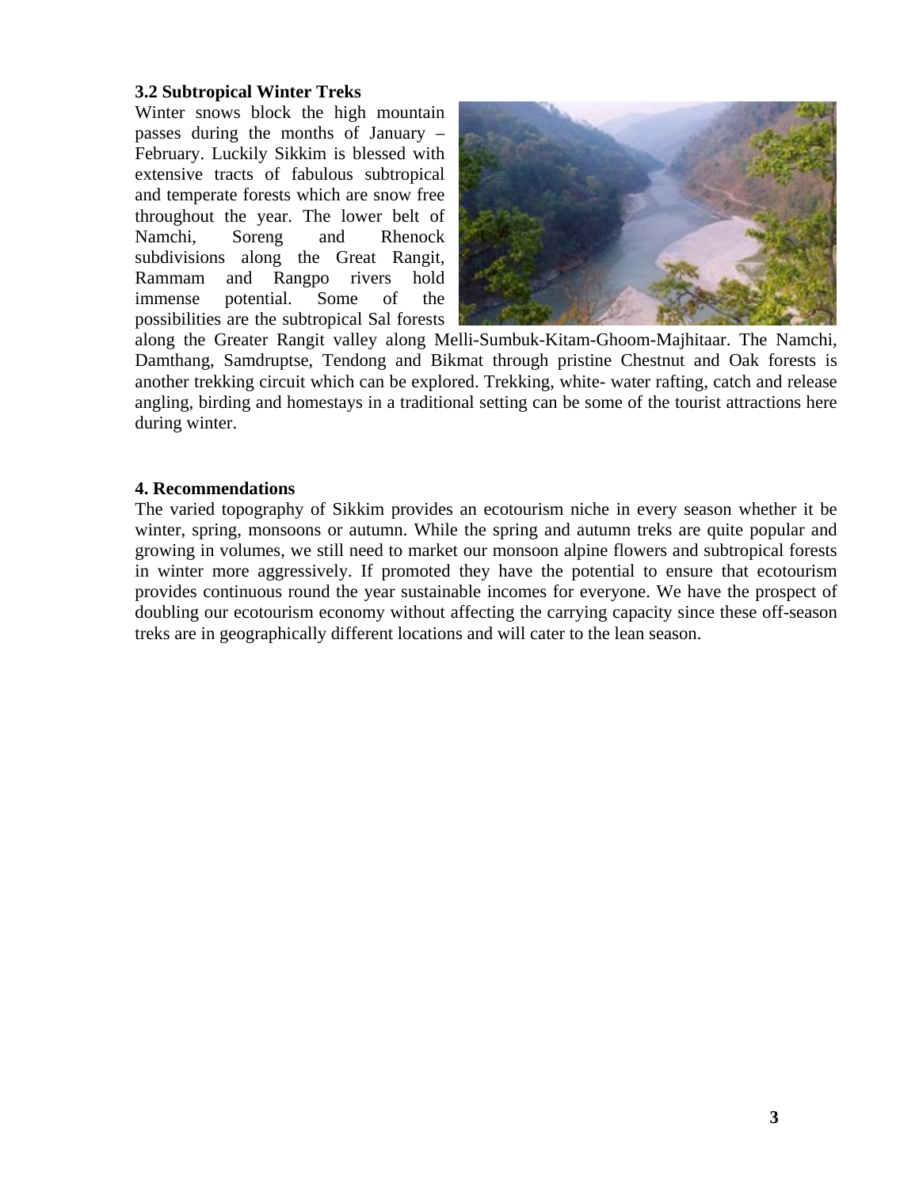### 3.2 Subtropical Winter Treks

Winter snows block the high mountain passes during the months of January – February. Luckily Sikkim is blessed with extensive tracts of fabulous subtropical and temperate forests which are snow free throughout the year. The lower belt of Namchi, Soreng and Rhenock subdivisions along the Great Rangit, Rammam and Rangpo rivers hold immense potential. Some of the possibilities are the subtropical Sal forests along the Greater Rangit valley along Melli-Sumbuk-Kitam-Ghoom-Majhitaar. The Namchi, Damthang, Samdruptse, Tendong and Bikmat through pristine Chestnut and Oak forests is another trekking circuit which can be explored. Trekking, white- water rafting, catch and release angling, birding and homestays in a traditional setting can be some of the tourist attractions here during winter.

## 4. Recommendations

The varied topography of Sikkim provides an ecotourism niche in every season whether it be winter, spring, monsoons or autumn. While the spring and autumn treks are quite popular and growing in volumes, we still need to market our monsoon alpine flowers and subtropical forests in winter more aggressively. If promoted they have the potential to ensure that ecotourism provides continuous round the year sustainable incomes for everyone. We have the prospect of doubling our ecotourism economy without affecting the carrying capacity since these off-season treks are in geographically different locations and will cater to the lean season.